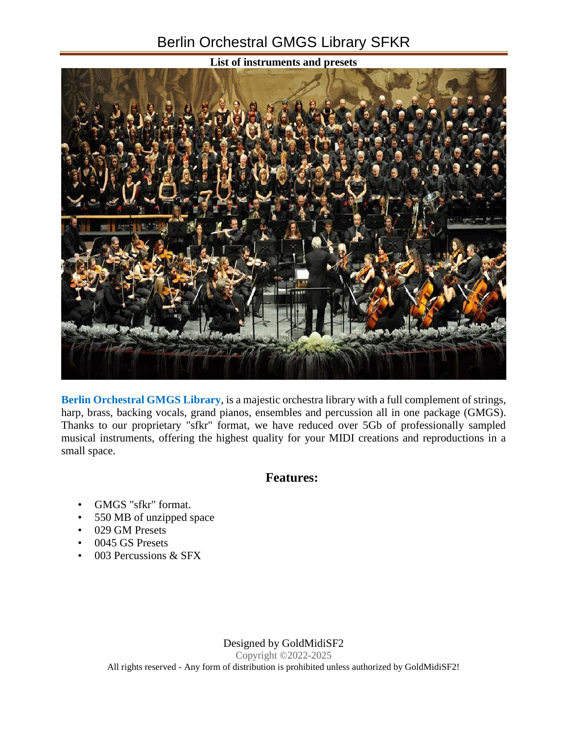# Berlin Orchestral GMGS Library SFKR

**List of instruments and presets**

**Berlin Orchestral GMGS Library**, is a majestic orchestra library with a full complement of strings, harp, brass, backing vocals, grand pianos, ensembles and percussion all in one package (GMGS). Thanks to our proprietary "sfkr" format, we have reduced over 5Gb of professionally sampled musical instruments, offering the highest quality for your MIDI creations and reproductions in a small space.

## Features:

- GMGS "sfkr" format.
- 550 MB of unzipped space
- 029 GM Presets
- 0045 GS Presets
- 003 Percussions & SFX

Designed by GoldMidiSF2

Copyright ©2022-2025

All rights reserved - Any form of distribution is prohibited unless authorized by GoldMidiSF2!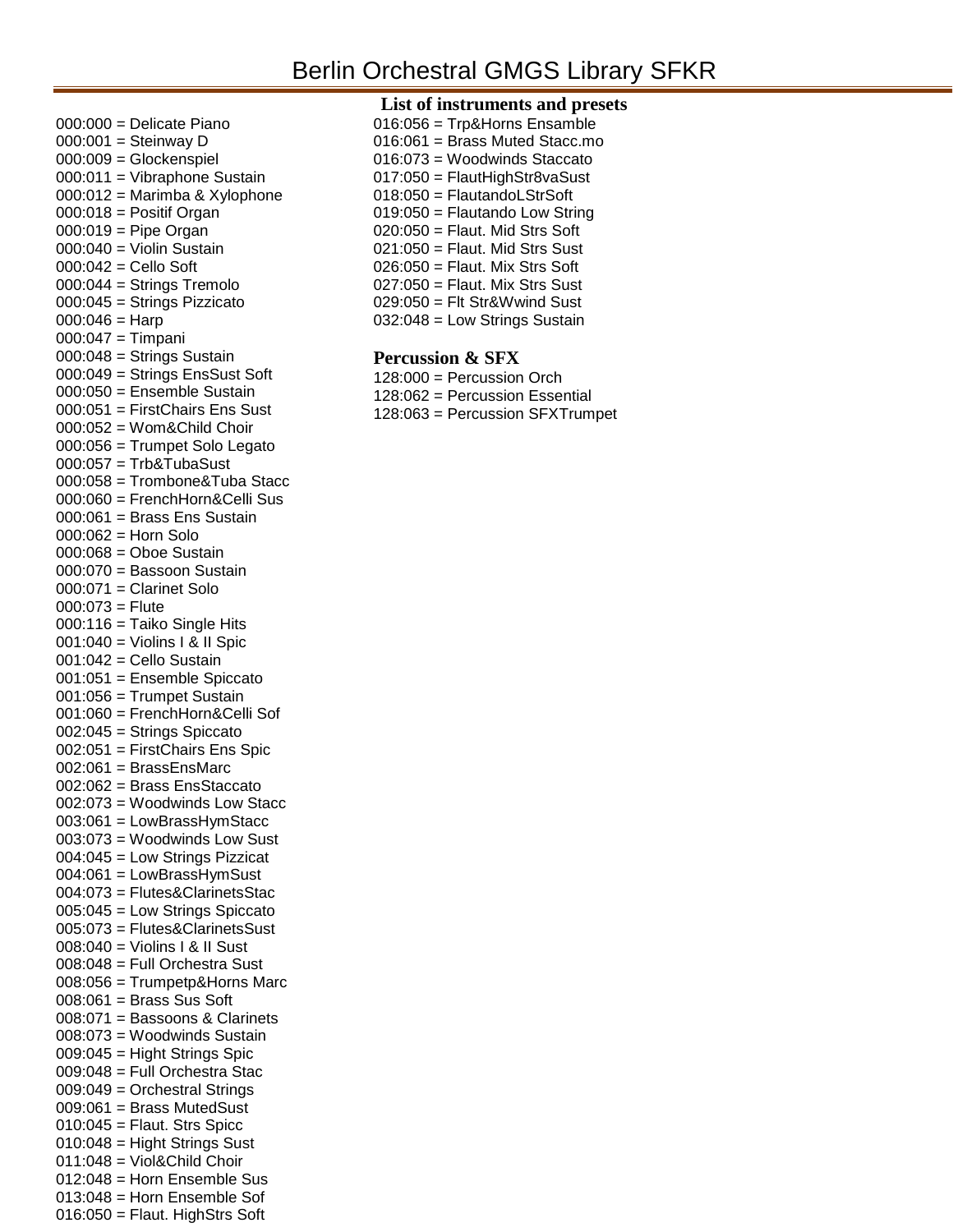# Berlin Orchestral GMGS Library SFKR

## List of instruments and presets

000:000 = Delicate Piano
000:001 = Steinway D
000:009 = Glockenspiel
000:011 = Vibraphone Sustain
000:012 = Marimba & Xylophone
000:018 = Positif Organ
000:019 = Pipe Organ
000:040 = Violin Sustain
000:042 = Cello Soft
000:044 = Strings Tremolo
000:045 = Strings Pizzicato
000:046 = Harp
000:047 = Timpani
000:048 = Strings Sustain
000:049 = Strings EnsSust Soft
000:050 = Ensemble Sustain
000:051 = FirstChairs Ens Sust
000:052 = Wom&Child Choir
000:056 = Trumpet Solo Legato
000:057 = Trb&TubaSust
000:058 = Trombone&Tuba Stacc
000:060 = FrenchHorn&Celli Sus
000:061 = Brass Ens Sustain
000:062 = Horn Solo
000:068 = Oboe Sustain
000:070 = Bassoon Sustain
000:071 = Clarinet Solo
000:073 = Flute
000:116 = Taiko Single Hits
001:040 = Violins I & II Spic
001:042 = Cello Sustain
001:051 = Ensemble Spiccato
001:056 = Trumpet Sustain
001:060 = FrenchHorn&Celli Sof
002:045 = Strings Spiccato
002:051 = FirstChairs Ens Spic
002:061 = BrassEnsMarc
002:062 = Brass EnsStaccato
002:073 = Woodwinds Low Stacc
003:061 = LowBrassHymStacc
003:073 = Woodwinds Low Sust
004:045 = Low Strings Pizzicat
004:061 = LowBrassHymSust
004:073 = Flutes&ClarinetsStac
005:045 = Low Strings Spiccato
005:073 = Flutes&ClarinetsSust
008:040 = Violins I & II Sust
008:048 = Full Orchestra Sust
008:056 = Trumpetp&Horns Marc
008:061 = Brass Sus Soft
008:071 = Bassoons & Clarinets
008:073 = Woodwinds Sustain
009:045 = Hight Strings Spic
009:048 = Full Orchestra Stac
009:049 = Orchestral Strings
009:061 = Brass MutedSust
010:045 = Flaut. Strs Spicc
010:048 = Hight Strings Sust
011:048 = Viol&Child Choir
012:048 = Horn Ensemble Sus
013:048 = Horn Ensemble Sof
016:050 = Flaut. HighStrs Soft
016:056 = Trp&Horns Ensamble
016:061 = Brass Muted Stacc.mo
016:073 = Woodwinds Staccato
017:050 = FlautHighStr8vaSust
018:050 = FlautandoLStrSoft
019:050 = Flautando Low String
020:050 = Flaut. Mid Strs Soft
021:050 = Flaut. Mid Strs Sust
026:050 = Flaut. Mix Strs Soft
027:050 = Flaut. Mix Strs Sust
029:050 = Flt Str&Wwind Sust
032:048 = Low Strings Sustain

## Percussion & SFX

128:000 = Percussion Orch
128:062 = Percussion Essential
128:063 = Percussion SFXTrumpet